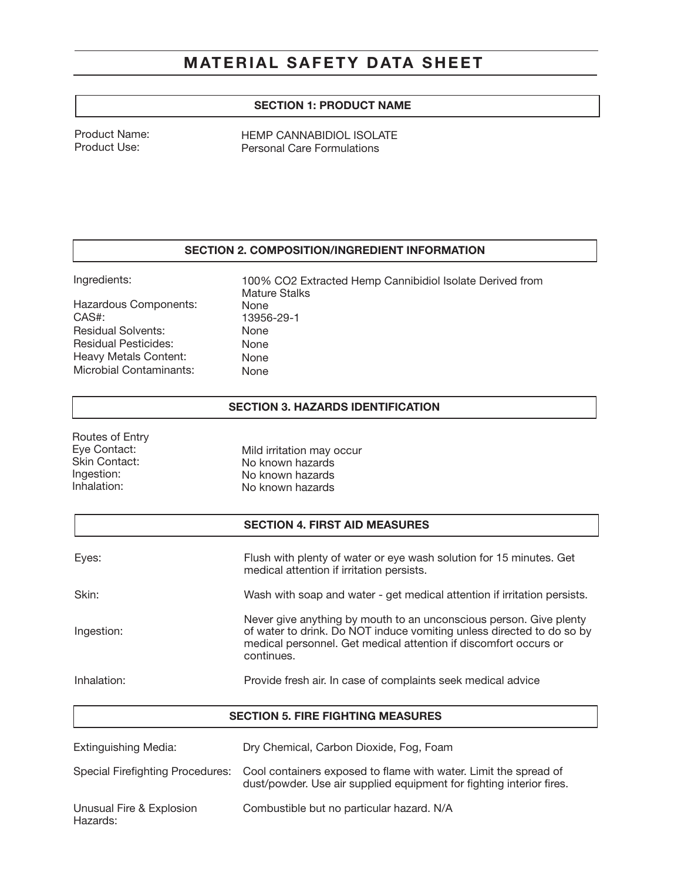# MATERIAL SAFETY DATA SHEET

## SECTION 1: PRODUCT NAME

| | |
|---|---|
| Product Name: | HEMP CANNABIDIOL ISOLATE |
| Product Use: | Personal Care Formulations |

## SECTION 2. COMPOSITION/INGREDIENT INFORMATION

| | |
|---|---|
| Ingredients: | 100% CO2 Extracted Hemp Cannibidiol Isolate Derived from Mature Stalks |
| Hazardous Components: | None |
| CAS#: | 13956-29-1 |
| Residual Solvents: | None |
| Residual Pesticides: | None |
| Heavy Metals Content: | None |
| Microbial Contaminants: | None |

## SECTION 3. HAZARDS IDENTIFICATION

Routes of Entry

| | |
|---|---|
| Eye Contact: | Mild irritation may occur |
| Skin Contact: | No known hazards |
| Ingestion: | No known hazards |
| Inhalation: | No known hazards |

## SECTION 4. FIRST AID MEASURES

| | |
|---|---|
| Eyes: | Flush with plenty of water or eye wash solution for 15 minutes. Get medical attention if irritation persists. |
| Skin: | Wash with soap and water - get medical attention if irritation persists. |
| Ingestion: | Never give anything by mouth to an unconscious person. Give plenty of water to drink. Do NOT induce vomiting unless directed to do so by medical personnel. Get medical attention if discomfort occurs or continues. |
| Inhalation: | Provide fresh air. In case of complaints seek medical advice |

## SECTION 5. FIRE FIGHTING MEASURES

| | |
|---|---|
| Extinguishing Media: | Dry Chemical, Carbon Dioxide, Fog, Foam |
| Special Firefighting Procedures: | Cool containers exposed to flame with water. Limit the spread of dust/powder. Use air supplied equipment for fighting interior fires. |
| Unusual Fire & Explosion Hazards: | Combustible but no particular hazard. N/A |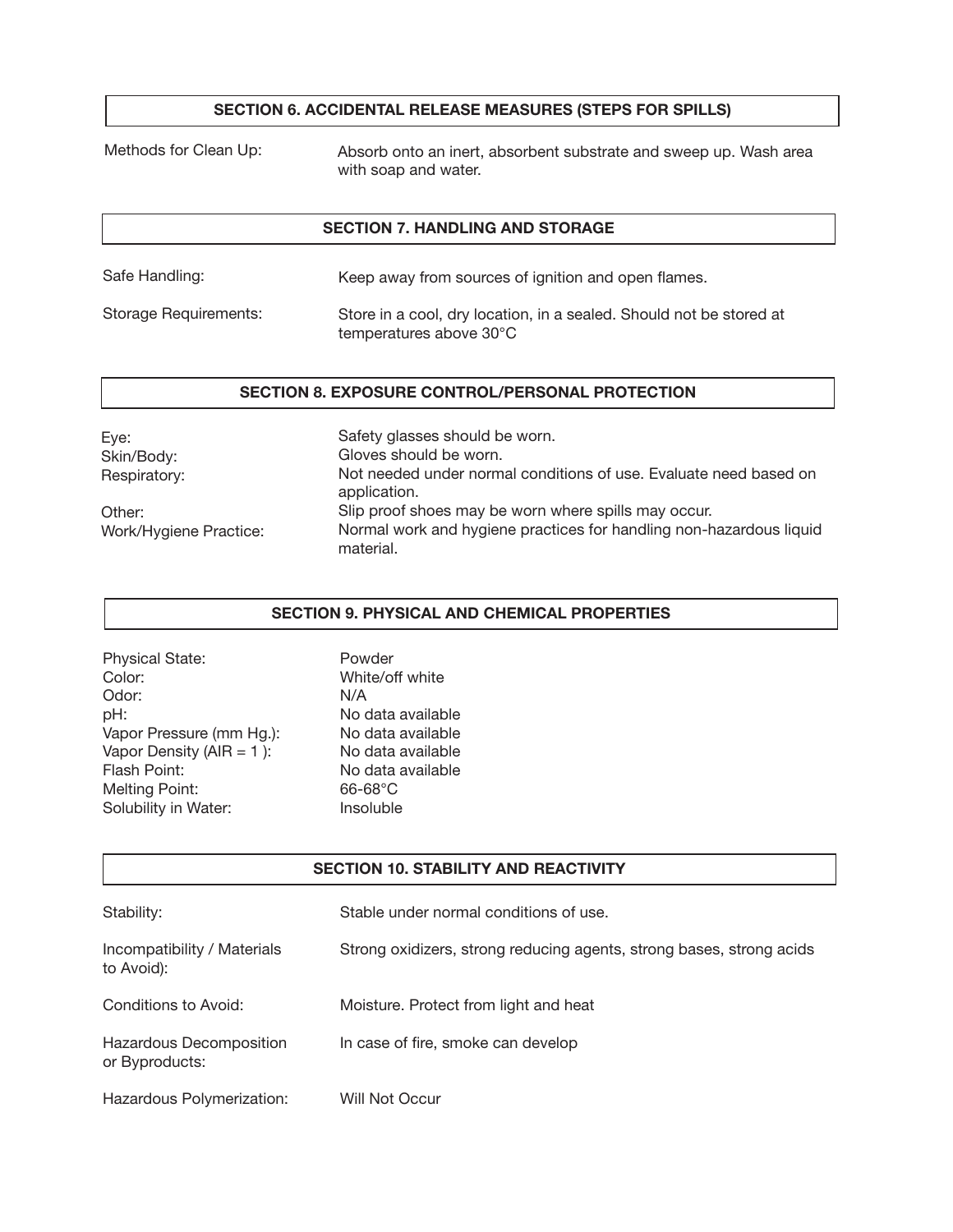## SECTION 6. ACCIDENTAL RELEASE MEASURES (STEPS FOR SPILLS)

| | |
|---|---|
| Methods for Clean Up: | Absorb onto an inert, absorbent substrate and sweep up. Wash area with soap and water. |

## SECTION 7. HANDLING AND STORAGE

| | |
|---|---|
| Safe Handling: | Keep away from sources of ignition and open flames. |
| Storage Requirements: | Store in a cool, dry location, in a sealed. Should not be stored at temperatures above 30°C |

## SECTION 8. EXPOSURE CONTROL/PERSONAL PROTECTION

| | |
|---|---|
| Eye: | Safety glasses should be worn. |
| Skin/Body: | Gloves should be worn. |
| Respiratory: | Not needed under normal conditions of use. Evaluate need based on application. |
| Other: | Slip proof shoes may be worn where spills may occur. |
| Work/Hygiene Practice: | Normal work and hygiene practices for handling non-hazardous liquid material. |

## SECTION 9. PHYSICAL AND CHEMICAL PROPERTIES

| | |
|---|---|
| Physical State: | Powder |
| Color: | White/off white |
| Odor: | N/A |
| pH: | No data available |
| Vapor Pressure (mm Hg.): | No data available |
| Vapor Density (AIR = 1 ): | No data available |
| Flash Point: | No data available |
| Melting Point: | 66-68°C |
| Solubility in Water: | Insoluble |

## SECTION 10. STABILITY AND REACTIVITY

| | |
|---|---|
| Stability: | Stable under normal conditions of use. |
| Incompatibility / Materials to Avoid): | Strong oxidizers, strong reducing agents, strong bases, strong acids |
| Conditions to Avoid: | Moisture. Protect from light and heat |
| Hazardous Decomposition or Byproducts: | In case of fire, smoke can develop |
| Hazardous Polymerization: | Will Not Occur |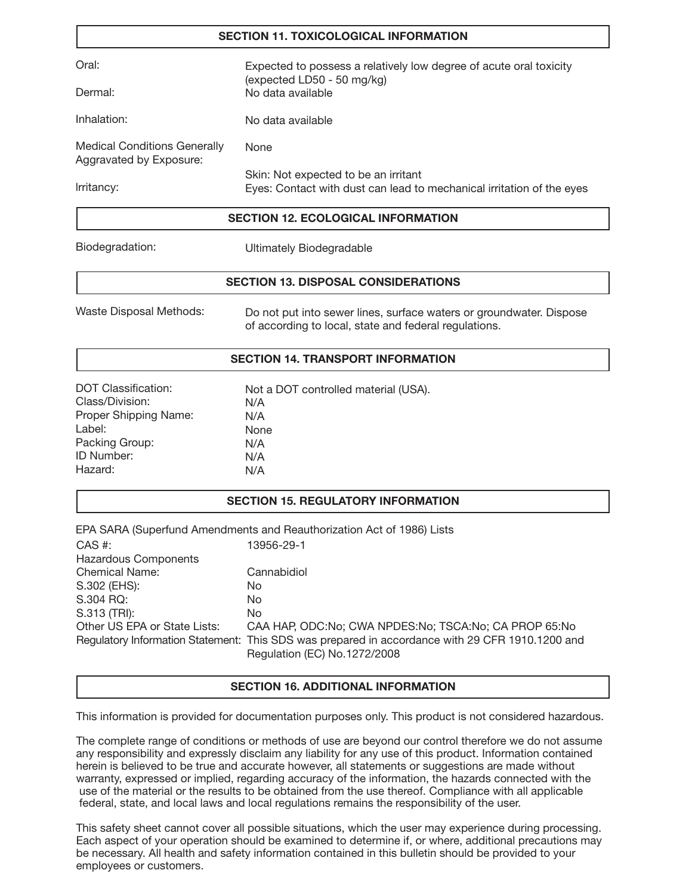## SECTION 11. TOXICOLOGICAL INFORMATION

| | |
|---|---|
| Oral: | Expected to possess a relatively low degree of acute oral toxicity (expected LD50 - 50 mg/kg) |
| Dermal: | No data available |
| Inhalation: | No data available |
| Medical Conditions Generally Aggravated by Exposure: | None |
| Irritancy: | Skin: Not expected to be an irritant<br>Eyes: Contact with dust can lead to mechanical irritation of the eyes |

## SECTION 12. ECOLOGICAL INFORMATION

| | |
|---|---|
| Biodegradation: | Ultimately Biodegradable |

## SECTION 13. DISPOSAL CONSIDERATIONS

| | |
|---|---|
| Waste Disposal Methods: | Do not put into sewer lines, surface waters or groundwater. Dispose of according to local, state and federal regulations. |

## SECTION 14. TRANSPORT INFORMATION

| | |
|---|---|
| DOT Classification: | Not a DOT controlled material (USA). |
| Class/Division: | N/A |
| Proper Shipping Name: | N/A |
| Label: | None |
| Packing Group: | N/A |
| ID Number: | N/A |
| Hazard: | N/A |

## SECTION 15. REGULATORY INFORMATION

EPA SARA (Superfund Amendments and Reauthorization Act of 1986) Lists

| | |
|---|---|
| CAS #: | 13956-29-1 |
| Hazardous Components | |
| Chemical Name: | Cannabidiol |
| S.302 (EHS): | No |
| S.304 RQ: | No |
| S.313 (TRI): | No |
| Other US EPA or State Lists: | CAA HAP, ODC:No; CWA NPDES:No; TSCA:No; CA PROP 65:No |
| Regulatory Information Statement: | This SDS was prepared in accordance with 29 CFR 1910.1200 and Regulation (EC) No.1272/2008 |

## SECTION 16. ADDITIONAL INFORMATION

This information is provided for documentation purposes only. This product is not considered hazardous.

The complete range of conditions or methods of use are beyond our control therefore we do not assume any responsibility and expressly disclaim any liability for any use of this product. Information contained herein is believed to be true and accurate however, all statements or suggestions are made without warranty, expressed or implied, regarding accuracy of the information, the hazards connected with the use of the material or the results to be obtained from the use thereof. Compliance with all applicable federal, state, and local laws and local regulations remains the responsibility of the user.

This safety sheet cannot cover all possible situations, which the user may experience during processing. Each aspect of your operation should be examined to determine if, or where, additional precautions may be necessary. All health and safety information contained in this bulletin should be provided to your employees or customers.